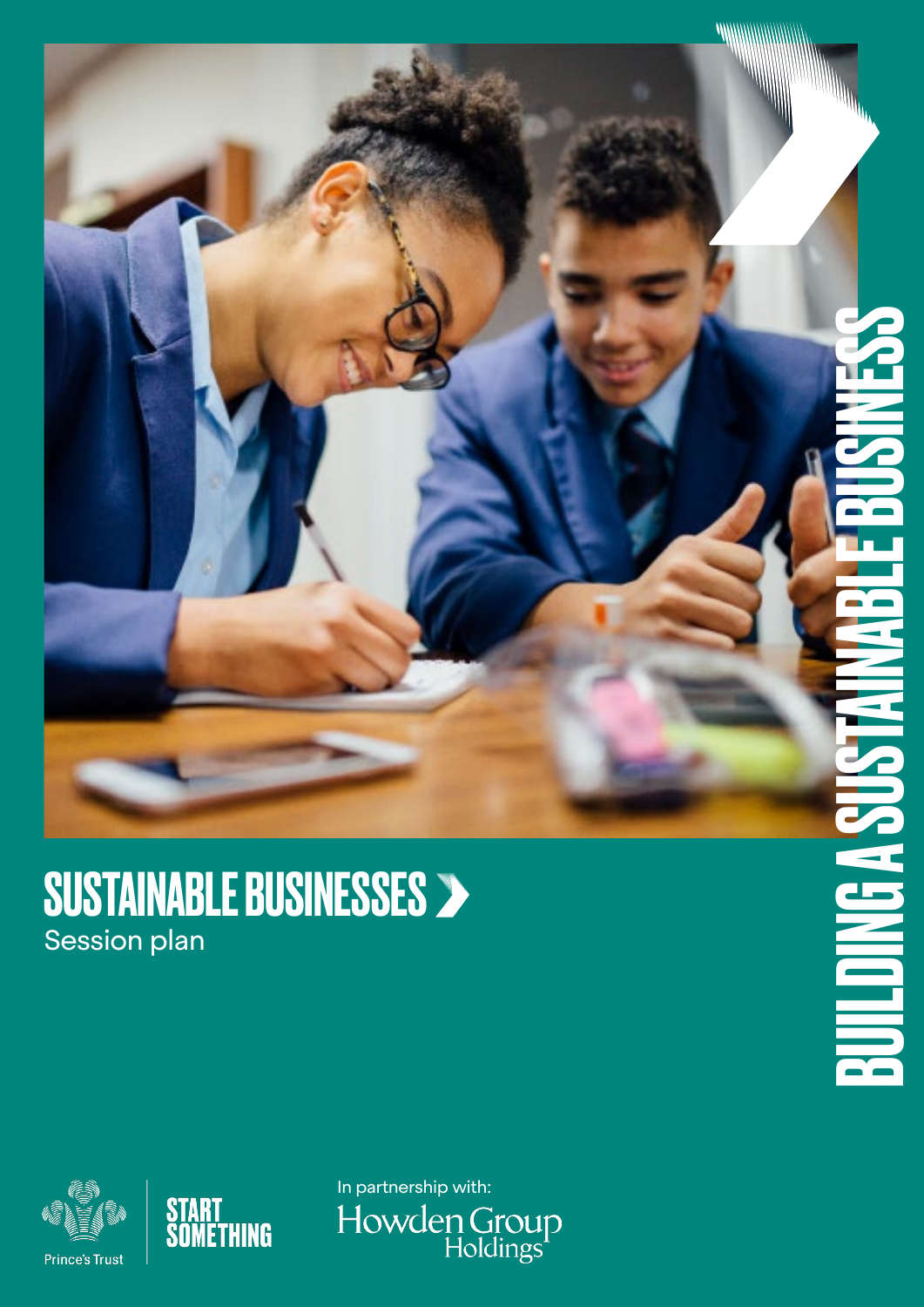# SUSTAINABLE BUSINESSES

Session plan

BUILDING A SUSTAINABLE BUSINESS

Prince's Trust

START SOMETHING

In partnership with:

Howden Group Holdings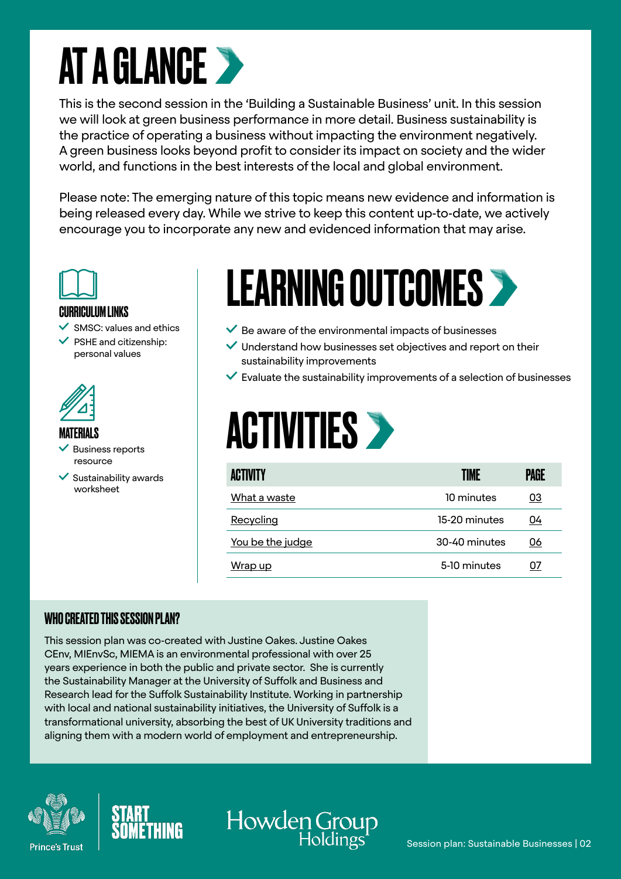# AT A GLANCE

This is the second session in the 'Building a Sustainable Business' unit. In this session we will look at green business performance in more detail. Business sustainability is the practice of operating a business without impacting the environment negatively. A green business looks beyond profit to consider its impact on society and the wider world, and functions in the best interests of the local and global environment.

Please note: The emerging nature of this topic means new evidence and information is being released every day. While we strive to keep this content up-to-date, we actively encourage you to incorporate any new and evidenced information that may arise.

### CURRICULUM LINKS

- SMSC: values and ethics
- PSHE and citizenship: personal values

### MATERIALS

- Business reports resource
- Sustainability awards worksheet

## LEARNING OUTCOMES

- Be aware of the environmental impacts of businesses
- Understand how businesses set objectives and report on their sustainability improvements
- Evaluate the sustainability improvements of a selection of businesses

## ACTIVITIES

| ACTIVITY | TIME | PAGE |
|---|---|---|
| What a waste | 10 minutes | 03 |
| Recycling | 15-20 minutes | 04 |
| You be the judge | 30-40 minutes | 06 |
| Wrap up | 5-10 minutes | 07 |

### WHO CREATED THIS SESSION PLAN?

This session plan was co-created with Justine Oakes. Justine Oakes CEnv, MIEnvSc, MIEMA is an environmental professional with over 25 years experience in both the public and private sector. She is currently the Sustainability Manager at the University of Suffolk and Business and Research lead for the Suffolk Sustainability Institute. Working in partnership with local and national sustainability initiatives, the University of Suffolk is a transformational university, absorbing the best of UK University traditions and aligning them with a modern world of employment and entrepreneurship.

Prince's Trust | START SOMETHING | Howden Group Holdings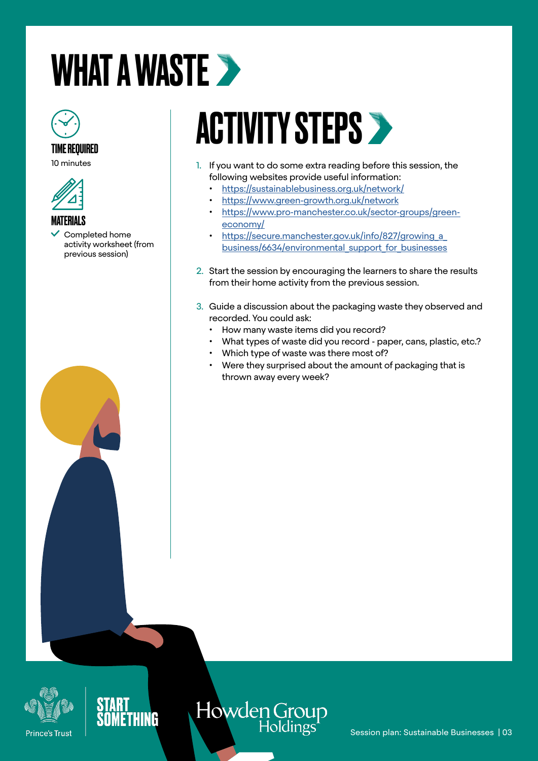# WHAT A WASTE

### TIME REQUIRED

10 minutes

### MATERIALS

- Completed home activity worksheet (from previous session)

## ACTIVITY STEPS

1. If you want to do some extra reading before this session, the following websites provide useful information:
   - https://sustainablebusiness.org.uk/network/
   - https://www.green-growth.org.uk/network
   - https://www.pro-manchester.co.uk/sector-groups/green-economy/
   - https://secure.manchester.gov.uk/info/827/growing_a_business/6634/environmental_support_for_businesses

2. Start the session by encouraging the learners to share the results from their home activity from the previous session.

3. Guide a discussion about the packaging waste they observed and recorded. You could ask:
   - How many waste items did you record?
   - What types of waste did you record - paper, cans, plastic, etc.?
   - Which type of waste was there most of?
   - Were they surprised about the amount of packaging that is thrown away every week?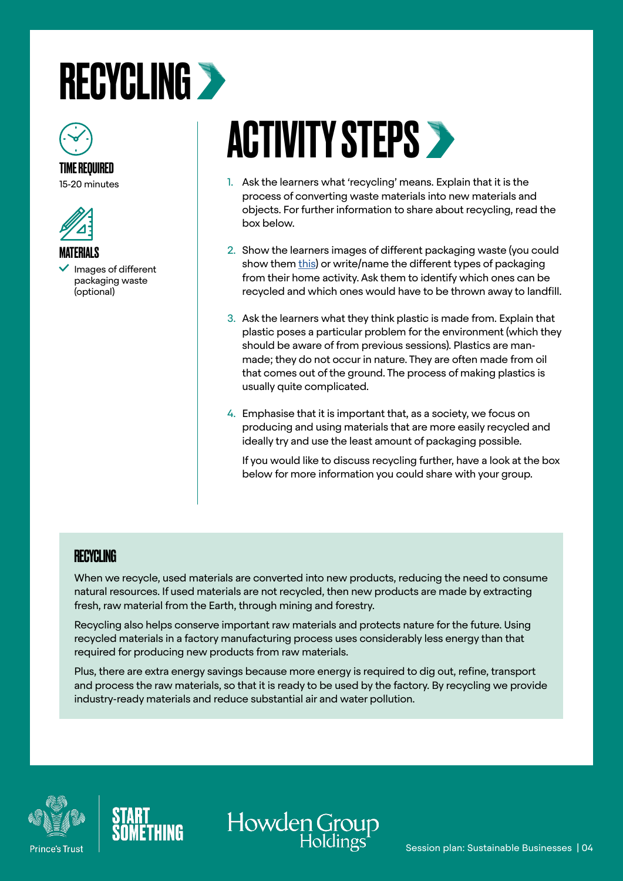# RECYCLING

**TIME REQUIRED**

15-20 minutes

**MATERIALS**

- Images of different packaging waste (optional)

## ACTIVITY STEPS

1. Ask the learners what 'recycling' means. Explain that it is the process of converting waste materials into new materials and objects. For further information to share about recycling, read the box below.
2. Show the learners images of different packaging waste (you could show them this) or write/name the different types of packaging from their home activity. Ask them to identify which ones can be recycled and which ones would have to be thrown away to landfill.
3. Ask the learners what they think plastic is made from. Explain that plastic poses a particular problem for the environment (which they should be aware of from previous sessions). Plastics are man-made; they do not occur in nature. They are often made from oil that comes out of the ground. The process of making plastics is usually quite complicated.
4. Emphasise that it is important that, as a society, we focus on producing and using materials that are more easily recycled and ideally try and use the least amount of packaging possible.

   If you would like to discuss recycling further, have a look at the box below for more information you could share with your group.

### RECYCLING

When we recycle, used materials are converted into new products, reducing the need to consume natural resources. If used materials are not recycled, then new products are made by extracting fresh, raw material from the Earth, through mining and forestry.

Recycling also helps conserve important raw materials and protects nature for the future. Using recycled materials in a factory manufacturing process uses considerably less energy than that required for producing new products from raw materials.

Plus, there are extra energy savings because more energy is required to dig out, refine, transport and process the raw materials, so that it is ready to be used by the factory. By recycling we provide industry-ready materials and reduce substantial air and water pollution.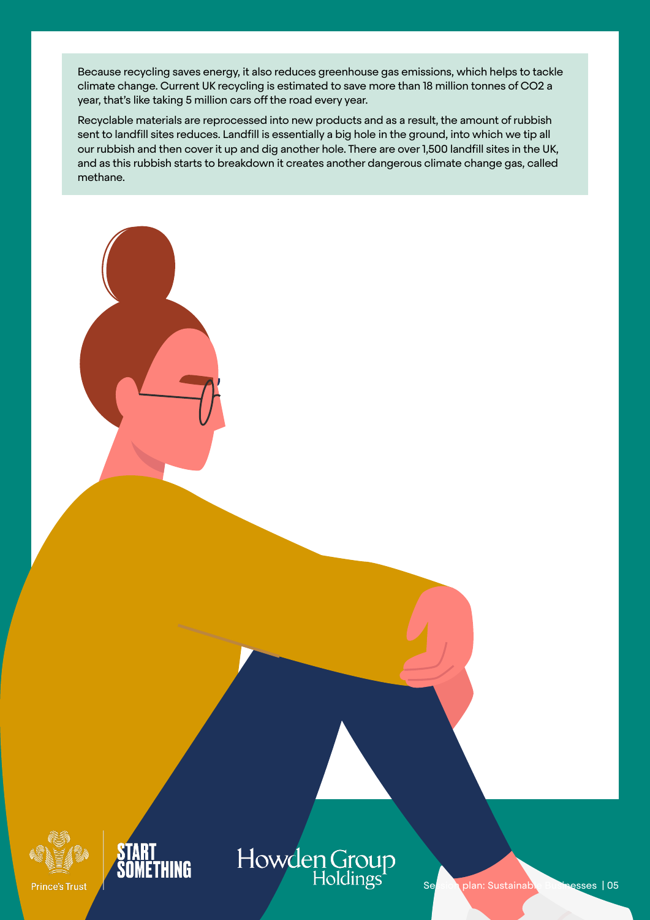Because recycling saves energy, it also reduces greenhouse gas emissions, which helps to tackle climate change. Current UK recycling is estimated to save more than 18 million tonnes of $CO_2$ a year, that's like taking 5 million cars off the road every year.

Recyclable materials are reprocessed into new products and as a result, the amount of rubbish sent to landfill sites reduces. Landfill is essentially a big hole in the ground, into which we tip all our rubbish and then cover it up and dig another hole. There are over 1,500 landfill sites in the UK, and as this rubbish starts to breakdown it creates another dangerous climate change gas, called methane.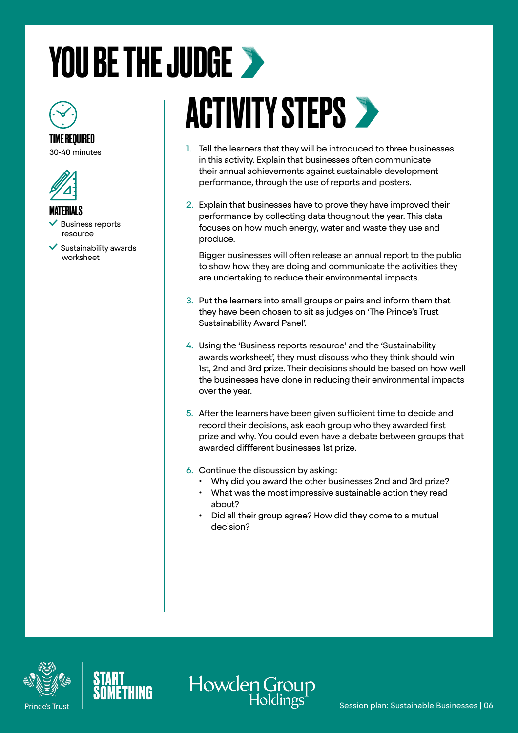# YOU BE THE JUDGE

**TIME REQUIRED**

30-40 minutes

**MATERIALS**

- Business reports resource
- Sustainability awards worksheet

## ACTIVITY STEPS

1. Tell the learners that they will be introduced to three businesses in this activity. Explain that businesses often communicate their annual achievements against sustainable development performance, through the use of reports and posters.

2. Explain that businesses have to prove they have improved their performance by collecting data thoughout the year. This data focuses on how much energy, water and waste they use and produce.

   Bigger businesses will often release an annual report to the public to show how they are doing and communicate the activities they are undertaking to reduce their environmental impacts.

3. Put the learners into small groups or pairs and inform them that they have been chosen to sit as judges on 'The Prince's Trust Sustainability Award Panel'.

4. Using the 'Business reports resource' and the 'Sustainability awards worksheet', they must discuss who they think should win 1st, 2nd and 3rd prize. Their decisions should be based on how well the businesses have done in reducing their environmental impacts over the year.

5. After the learners have been given sufficient time to decide and record their decisions, ask each group who they awarded first prize and why. You could even have a debate between groups that awarded diffferent businesses 1st prize.

6. Continue the discussion by asking:
   - Why did you award the other businesses 2nd and 3rd prize?
   - What was the most impressive sustainable action they read about?
   - Did all their group agree? How did they come to a mutual decision?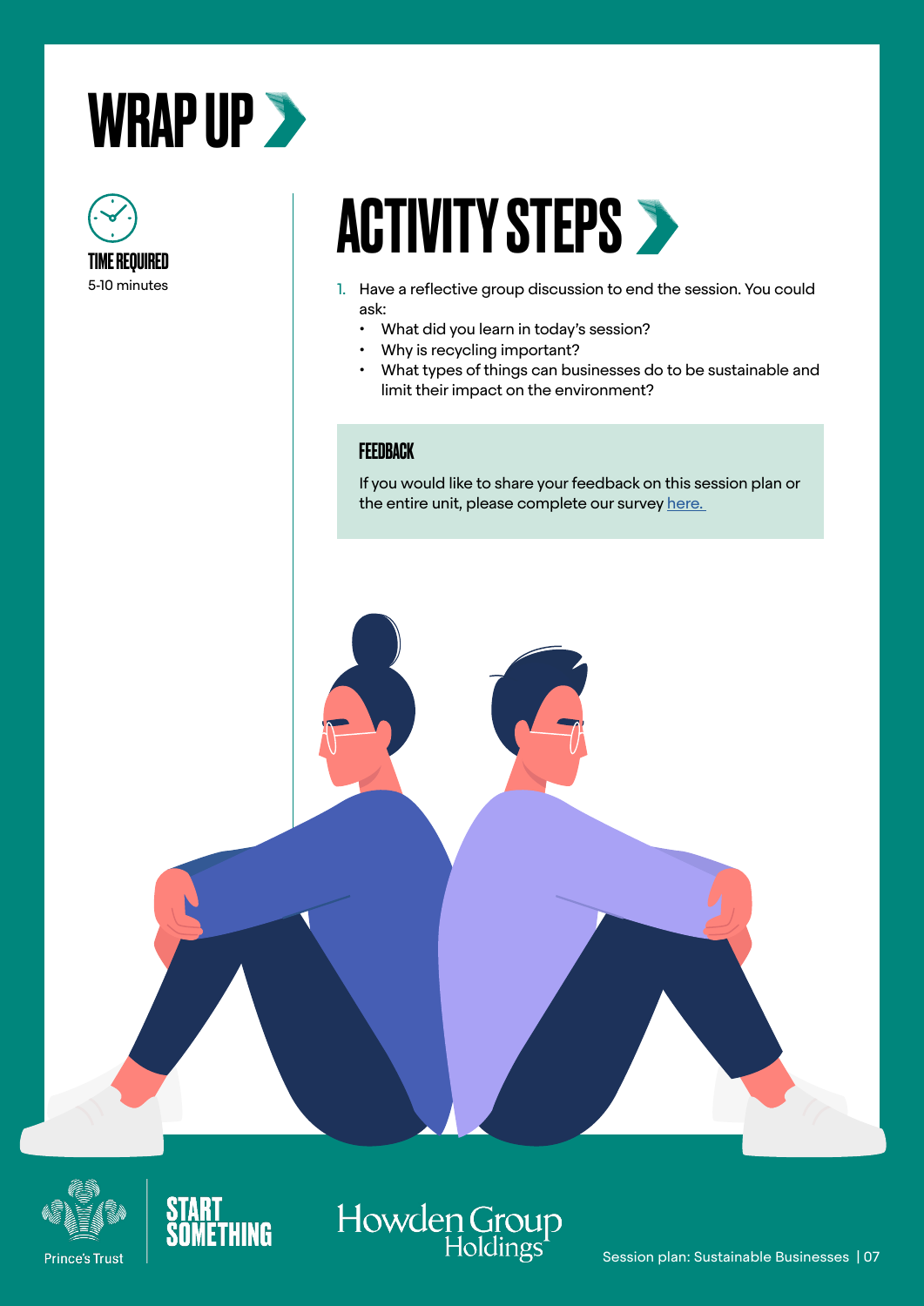# WRAP UP

**TIME REQUIRED**
5-10 minutes

## ACTIVITY STEPS

1. Have a reflective group discussion to end the session. You could ask:
   - What did you learn in today's session?
   - Why is recycling important?
   - What types of things can businesses do to be sustainable and limit their impact on the environment?

**FEEDBACK**

If you would like to share your feedback on this session plan or the entire unit, please complete our survey here.